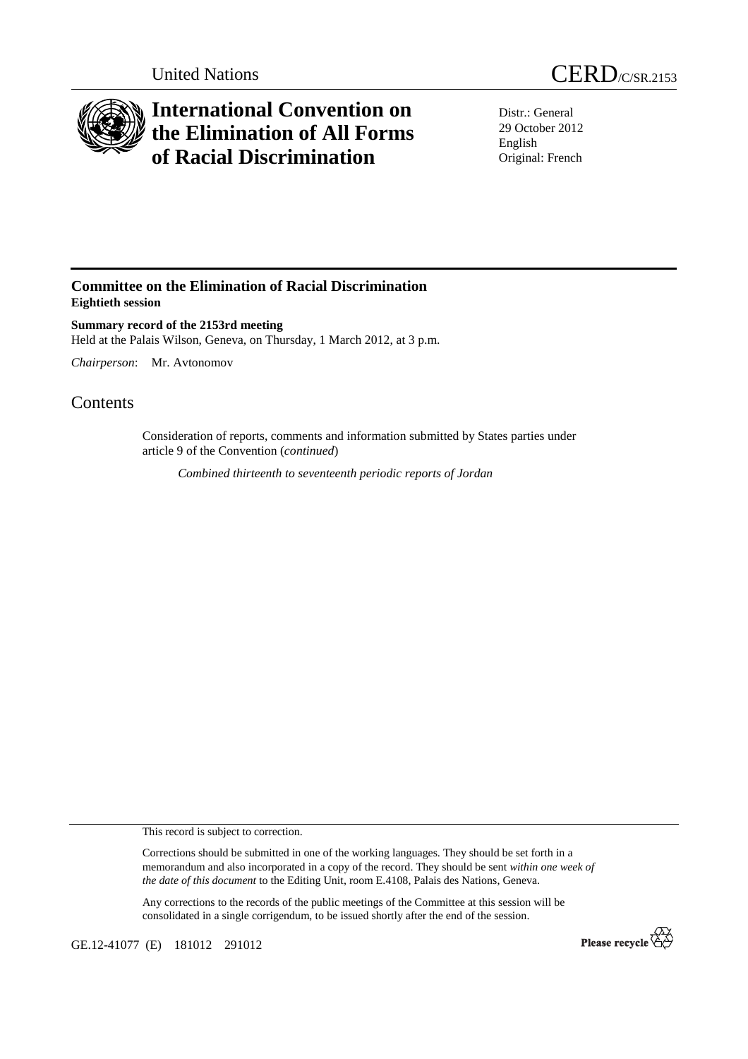United Nations

CERD/C/SR.2153

# International Convention on the Elimination of All Forms of Racial Discrimination

Distr.: General
29 October 2012
English
Original: French

## Committee on the Elimination of Racial Discrimination

**Eightieth session**

**Summary record of the 2153rd meeting**

Held at the Palais Wilson, Geneva, on Thursday, 1 March 2012, at 3 p.m.

*Chairperson*: Mr. Avtonomov

# Contents

Consideration of reports, comments and information submitted by States parties under article 9 of the Convention (*continued*)

*Combined thirteenth to seventeenth periodic reports of Jordan*

This record is subject to correction.

Corrections should be submitted in one of the working languages. They should be set forth in a memorandum and also incorporated in a copy of the record. They should be sent *within one week of the date of this document* to the Editing Unit, room E.4108, Palais des Nations, Geneva.

Any corrections to the records of the public meetings of the Committee at this session will be consolidated in a single corrigendum, to be issued shortly after the end of the session.

GE.12-41077 (E) 181012 291012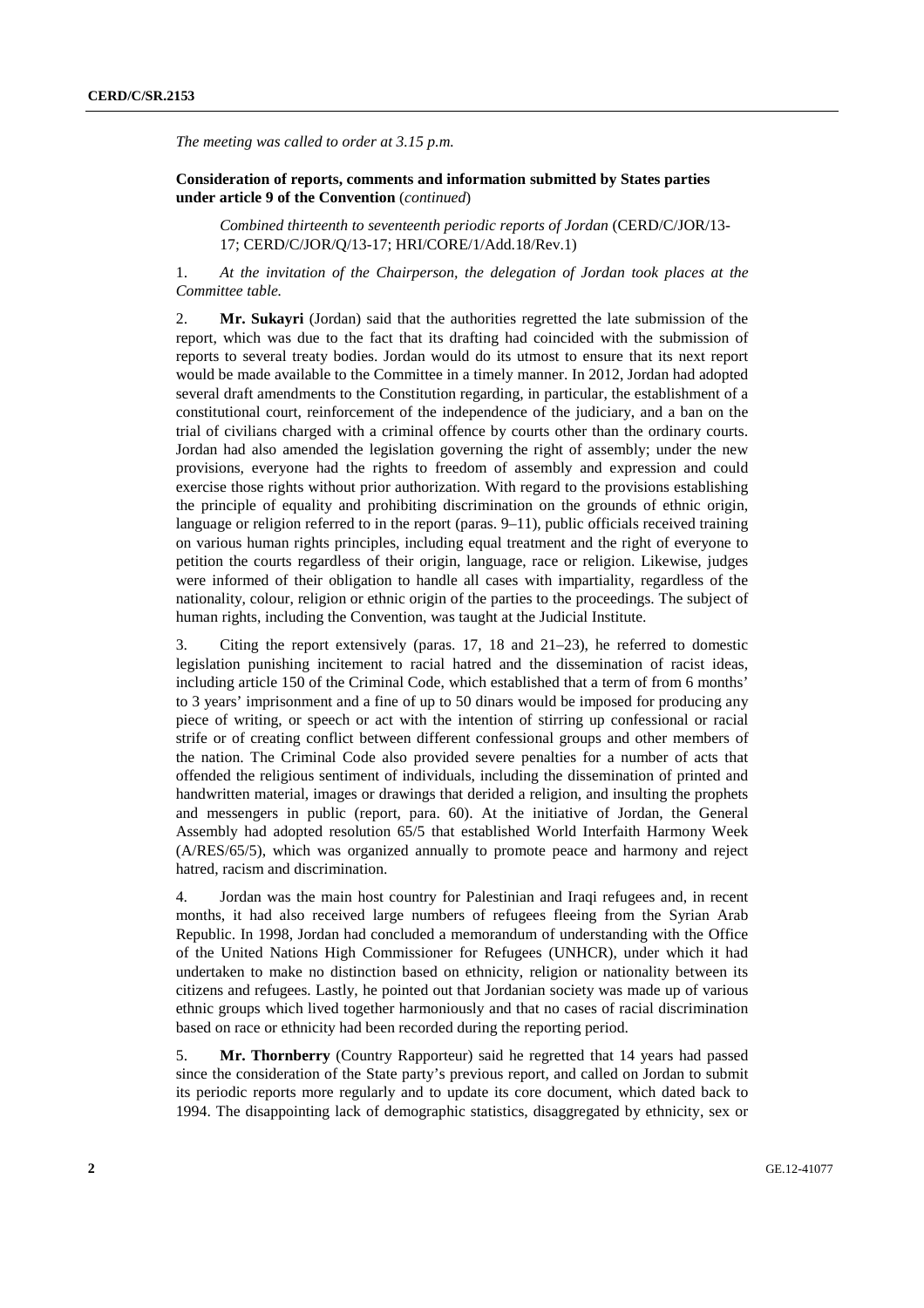*The meeting was called to order at 3.15 p.m.*

**Consideration of reports, comments and information submitted by States parties under article 9 of the Convention** (*continued*)

*Combined thirteenth to seventeenth periodic reports of Jordan* (CERD/C/JOR/13-17; CERD/C/JOR/Q/13-17; HRI/CORE/1/Add.18/Rev.1)

1. *At the invitation of the Chairperson, the delegation of Jordan took places at the Committee table.*

2. **Mr. Sukayri** (Jordan) said that the authorities regretted the late submission of the report, which was due to the fact that its drafting had coincided with the submission of reports to several treaty bodies. Jordan would do its utmost to ensure that its next report would be made available to the Committee in a timely manner. In 2012, Jordan had adopted several draft amendments to the Constitution regarding, in particular, the establishment of a constitutional court, reinforcement of the independence of the judiciary, and a ban on the trial of civilians charged with a criminal offence by courts other than the ordinary courts. Jordan had also amended the legislation governing the right of assembly; under the new provisions, everyone had the rights to freedom of assembly and expression and could exercise those rights without prior authorization. With regard to the provisions establishing the principle of equality and prohibiting discrimination on the grounds of ethnic origin, language or religion referred to in the report (paras. 9–11), public officials received training on various human rights principles, including equal treatment and the right of everyone to petition the courts regardless of their origin, language, race or religion. Likewise, judges were informed of their obligation to handle all cases with impartiality, regardless of the nationality, colour, religion or ethnic origin of the parties to the proceedings. The subject of human rights, including the Convention, was taught at the Judicial Institute.

3. Citing the report extensively (paras. 17, 18 and 21–23), he referred to domestic legislation punishing incitement to racial hatred and the dissemination of racist ideas, including article 150 of the Criminal Code, which established that a term of from 6 months' to 3 years' imprisonment and a fine of up to 50 dinars would be imposed for producing any piece of writing, or speech or act with the intention of stirring up confessional or racial strife or of creating conflict between different confessional groups and other members of the nation. The Criminal Code also provided severe penalties for a number of acts that offended the religious sentiment of individuals, including the dissemination of printed and handwritten material, images or drawings that derided a religion, and insulting the prophets and messengers in public (report, para. 60). At the initiative of Jordan, the General Assembly had adopted resolution 65/5 that established World Interfaith Harmony Week (A/RES/65/5), which was organized annually to promote peace and harmony and reject hatred, racism and discrimination.

4. Jordan was the main host country for Palestinian and Iraqi refugees and, in recent months, it had also received large numbers of refugees fleeing from the Syrian Arab Republic. In 1998, Jordan had concluded a memorandum of understanding with the Office of the United Nations High Commissioner for Refugees (UNHCR), under which it had undertaken to make no distinction based on ethnicity, religion or nationality between its citizens and refugees. Lastly, he pointed out that Jordanian society was made up of various ethnic groups which lived together harmoniously and that no cases of racial discrimination based on race or ethnicity had been recorded during the reporting period.

5. **Mr. Thornberry** (Country Rapporteur) said he regretted that 14 years had passed since the consideration of the State party's previous report, and called on Jordan to submit its periodic reports more regularly and to update its core document, which dated back to 1994. The disappointing lack of demographic statistics, disaggregated by ethnicity, sex or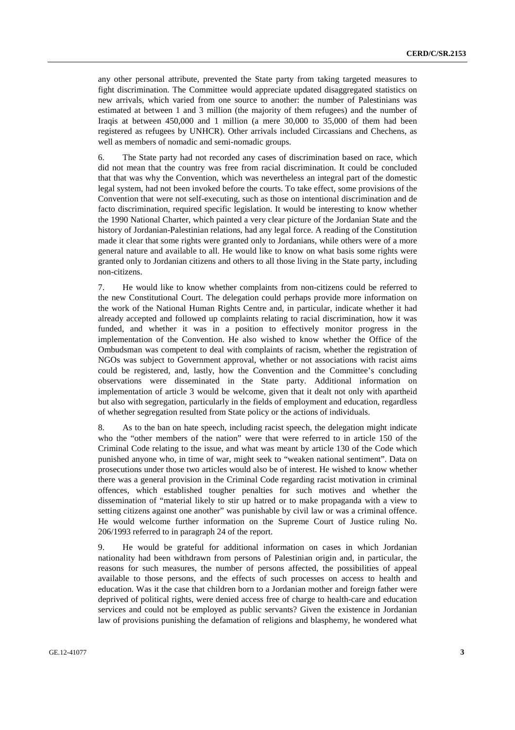any other personal attribute, prevented the State party from taking targeted measures to fight discrimination. The Committee would appreciate updated disaggregated statistics on new arrivals, which varied from one source to another: the number of Palestinians was estimated at between 1 and 3 million (the majority of them refugees) and the number of Iraqis at between 450,000 and 1 million (a mere 30,000 to 35,000 of them had been registered as refugees by UNHCR). Other arrivals included Circassians and Chechens, as well as members of nomadic and semi-nomadic groups.

6. The State party had not recorded any cases of discrimination based on race, which did not mean that the country was free from racial discrimination. It could be concluded that that was why the Convention, which was nevertheless an integral part of the domestic legal system, had not been invoked before the courts. To take effect, some provisions of the Convention that were not self-executing, such as those on intentional discrimination and de facto discrimination, required specific legislation. It would be interesting to know whether the 1990 National Charter, which painted a very clear picture of the Jordanian State and the history of Jordanian-Palestinian relations, had any legal force. A reading of the Constitution made it clear that some rights were granted only to Jordanians, while others were of a more general nature and available to all. He would like to know on what basis some rights were granted only to Jordanian citizens and others to all those living in the State party, including non-citizens.

7. He would like to know whether complaints from non-citizens could be referred to the new Constitutional Court. The delegation could perhaps provide more information on the work of the National Human Rights Centre and, in particular, indicate whether it had already accepted and followed up complaints relating to racial discrimination, how it was funded, and whether it was in a position to effectively monitor progress in the implementation of the Convention. He also wished to know whether the Office of the Ombudsman was competent to deal with complaints of racism, whether the registration of NGOs was subject to Government approval, whether or not associations with racist aims could be registered, and, lastly, how the Convention and the Committee's concluding observations were disseminated in the State party. Additional information on implementation of article 3 would be welcome, given that it dealt not only with apartheid but also with segregation, particularly in the fields of employment and education, regardless of whether segregation resulted from State policy or the actions of individuals.

8. As to the ban on hate speech, including racist speech, the delegation might indicate who the "other members of the nation" were that were referred to in article 150 of the Criminal Code relating to the issue, and what was meant by article 130 of the Code which punished anyone who, in time of war, might seek to "weaken national sentiment". Data on prosecutions under those two articles would also be of interest. He wished to know whether there was a general provision in the Criminal Code regarding racist motivation in criminal offences, which established tougher penalties for such motives and whether the dissemination of "material likely to stir up hatred or to make propaganda with a view to setting citizens against one another" was punishable by civil law or was a criminal offence. He would welcome further information on the Supreme Court of Justice ruling No. 206/1993 referred to in paragraph 24 of the report.

9. He would be grateful for additional information on cases in which Jordanian nationality had been withdrawn from persons of Palestinian origin and, in particular, the reasons for such measures, the number of persons affected, the possibilities of appeal available to those persons, and the effects of such processes on access to health and education. Was it the case that children born to a Jordanian mother and foreign father were deprived of political rights, were denied access free of charge to health-care and education services and could not be employed as public servants? Given the existence in Jordanian law of provisions punishing the defamation of religions and blasphemy, he wondered what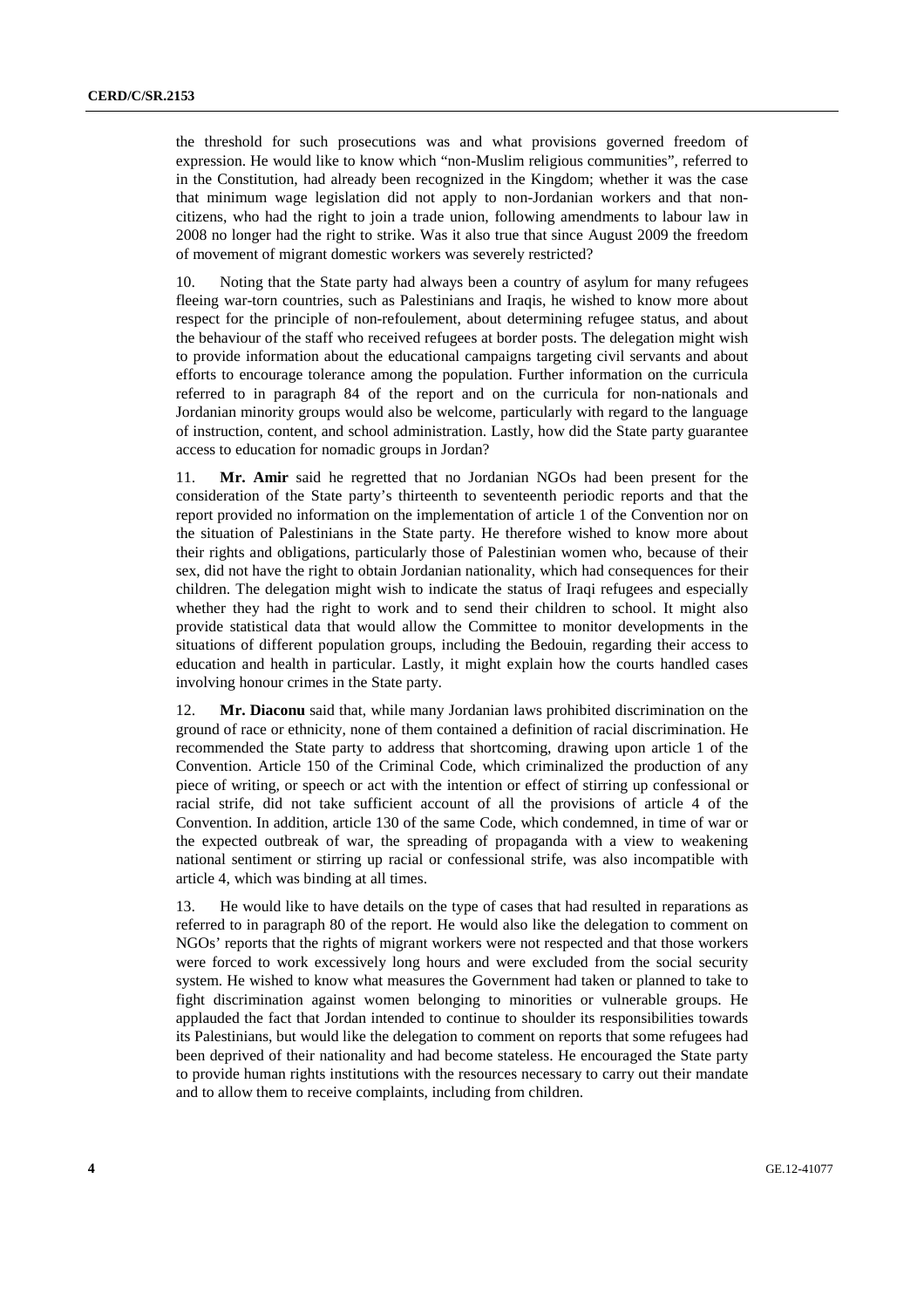the threshold for such prosecutions was and what provisions governed freedom of expression. He would like to know which "non-Muslim religious communities", referred to in the Constitution, had already been recognized in the Kingdom; whether it was the case that minimum wage legislation did not apply to non-Jordanian workers and that non-citizens, who had the right to join a trade union, following amendments to labour law in 2008 no longer had the right to strike. Was it also true that since August 2009 the freedom of movement of migrant domestic workers was severely restricted?

10. Noting that the State party had always been a country of asylum for many refugees fleeing war-torn countries, such as Palestinians and Iraqis, he wished to know more about respect for the principle of non-refoulement, about determining refugee status, and about the behaviour of the staff who received refugees at border posts. The delegation might wish to provide information about the educational campaigns targeting civil servants and about efforts to encourage tolerance among the population. Further information on the curricula referred to in paragraph 84 of the report and on the curricula for non-nationals and Jordanian minority groups would also be welcome, particularly with regard to the language of instruction, content, and school administration. Lastly, how did the State party guarantee access to education for nomadic groups in Jordan?

11. **Mr. Amir** said he regretted that no Jordanian NGOs had been present for the consideration of the State party's thirteenth to seventeenth periodic reports and that the report provided no information on the implementation of article 1 of the Convention nor on the situation of Palestinians in the State party. He therefore wished to know more about their rights and obligations, particularly those of Palestinian women who, because of their sex, did not have the right to obtain Jordanian nationality, which had consequences for their children. The delegation might wish to indicate the status of Iraqi refugees and especially whether they had the right to work and to send their children to school. It might also provide statistical data that would allow the Committee to monitor developments in the situations of different population groups, including the Bedouin, regarding their access to education and health in particular. Lastly, it might explain how the courts handled cases involving honour crimes in the State party.

12. **Mr. Diaconu** said that, while many Jordanian laws prohibited discrimination on the ground of race or ethnicity, none of them contained a definition of racial discrimination. He recommended the State party to address that shortcoming, drawing upon article 1 of the Convention. Article 150 of the Criminal Code, which criminalized the production of any piece of writing, or speech or act with the intention or effect of stirring up confessional or racial strife, did not take sufficient account of all the provisions of article 4 of the Convention. In addition, article 130 of the same Code, which condemned, in time of war or the expected outbreak of war, the spreading of propaganda with a view to weakening national sentiment or stirring up racial or confessional strife, was also incompatible with article 4, which was binding at all times.

13. He would like to have details on the type of cases that had resulted in reparations as referred to in paragraph 80 of the report. He would also like the delegation to comment on NGOs' reports that the rights of migrant workers were not respected and that those workers were forced to work excessively long hours and were excluded from the social security system. He wished to know what measures the Government had taken or planned to take to fight discrimination against women belonging to minorities or vulnerable groups. He applauded the fact that Jordan intended to continue to shoulder its responsibilities towards its Palestinians, but would like the delegation to comment on reports that some refugees had been deprived of their nationality and had become stateless. He encouraged the State party to provide human rights institutions with the resources necessary to carry out their mandate and to allow them to receive complaints, including from children.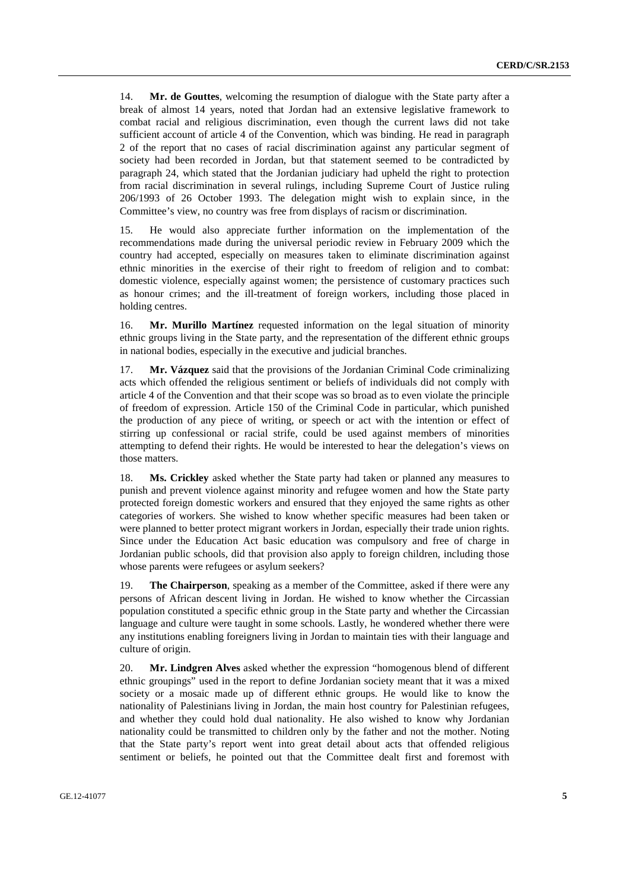14. **Mr. de Gouttes**, welcoming the resumption of dialogue with the State party after a break of almost 14 years, noted that Jordan had an extensive legislative framework to combat racial and religious discrimination, even though the current laws did not take sufficient account of article 4 of the Convention, which was binding. He read in paragraph 2 of the report that no cases of racial discrimination against any particular segment of society had been recorded in Jordan, but that statement seemed to be contradicted by paragraph 24, which stated that the Jordanian judiciary had upheld the right to protection from racial discrimination in several rulings, including Supreme Court of Justice ruling 206/1993 of 26 October 1993. The delegation might wish to explain since, in the Committee's view, no country was free from displays of racism or discrimination.

15. He would also appreciate further information on the implementation of the recommendations made during the universal periodic review in February 2009 which the country had accepted, especially on measures taken to eliminate discrimination against ethnic minorities in the exercise of their right to freedom of religion and to combat: domestic violence, especially against women; the persistence of customary practices such as honour crimes; and the ill-treatment of foreign workers, including those placed in holding centres.

16. **Mr. Murillo Martínez** requested information on the legal situation of minority ethnic groups living in the State party, and the representation of the different ethnic groups in national bodies, especially in the executive and judicial branches.

17. **Mr. Vázquez** said that the provisions of the Jordanian Criminal Code criminalizing acts which offended the religious sentiment or beliefs of individuals did not comply with article 4 of the Convention and that their scope was so broad as to even violate the principle of freedom of expression. Article 150 of the Criminal Code in particular, which punished the production of any piece of writing, or speech or act with the intention or effect of stirring up confessional or racial strife, could be used against members of minorities attempting to defend their rights. He would be interested to hear the delegation's views on those matters.

18. **Ms. Crickley** asked whether the State party had taken or planned any measures to punish and prevent violence against minority and refugee women and how the State party protected foreign domestic workers and ensured that they enjoyed the same rights as other categories of workers. She wished to know whether specific measures had been taken or were planned to better protect migrant workers in Jordan, especially their trade union rights. Since under the Education Act basic education was compulsory and free of charge in Jordanian public schools, did that provision also apply to foreign children, including those whose parents were refugees or asylum seekers?

19. **The Chairperson**, speaking as a member of the Committee, asked if there were any persons of African descent living in Jordan. He wished to know whether the Circassian population constituted a specific ethnic group in the State party and whether the Circassian language and culture were taught in some schools. Lastly, he wondered whether there were any institutions enabling foreigners living in Jordan to maintain ties with their language and culture of origin.

20. **Mr. Lindgren Alves** asked whether the expression "homogenous blend of different ethnic groupings" used in the report to define Jordanian society meant that it was a mixed society or a mosaic made up of different ethnic groups. He would like to know the nationality of Palestinians living in Jordan, the main host country for Palestinian refugees, and whether they could hold dual nationality. He also wished to know why Jordanian nationality could be transmitted to children only by the father and not the mother. Noting that the State party's report went into great detail about acts that offended religious sentiment or beliefs, he pointed out that the Committee dealt first and foremost with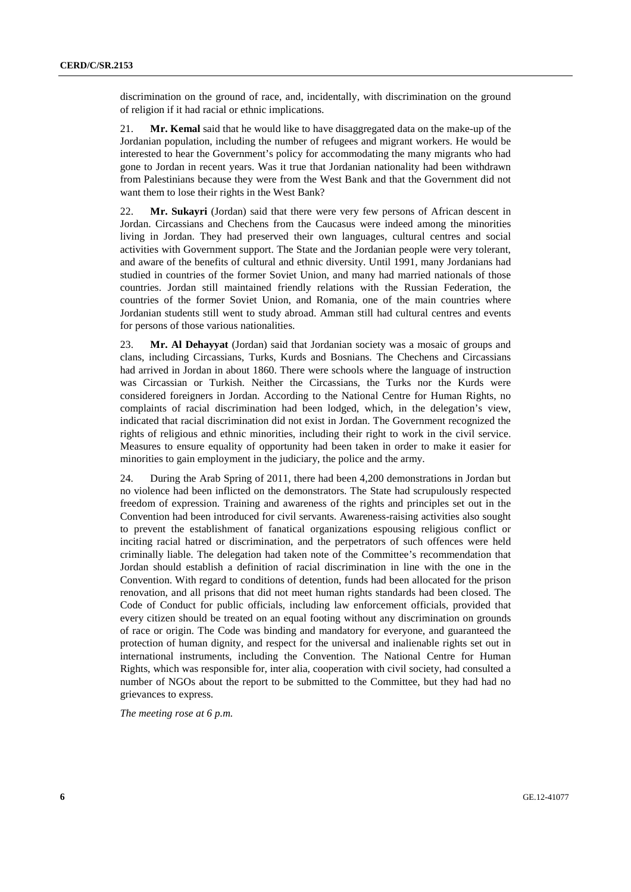discrimination on the ground of race, and, incidentally, with discrimination on the ground of religion if it had racial or ethnic implications.

21. **Mr. Kemal** said that he would like to have disaggregated data on the make-up of the Jordanian population, including the number of refugees and migrant workers. He would be interested to hear the Government's policy for accommodating the many migrants who had gone to Jordan in recent years. Was it true that Jordanian nationality had been withdrawn from Palestinians because they were from the West Bank and that the Government did not want them to lose their rights in the West Bank?

22. **Mr. Sukayri** (Jordan) said that there were very few persons of African descent in Jordan. Circassians and Chechens from the Caucasus were indeed among the minorities living in Jordan. They had preserved their own languages, cultural centres and social activities with Government support. The State and the Jordanian people were very tolerant, and aware of the benefits of cultural and ethnic diversity. Until 1991, many Jordanians had studied in countries of the former Soviet Union, and many had married nationals of those countries. Jordan still maintained friendly relations with the Russian Federation, the countries of the former Soviet Union, and Romania, one of the main countries where Jordanian students still went to study abroad. Amman still had cultural centres and events for persons of those various nationalities.

23. **Mr. Al Dehayyat** (Jordan) said that Jordanian society was a mosaic of groups and clans, including Circassians, Turks, Kurds and Bosnians. The Chechens and Circassians had arrived in Jordan in about 1860. There were schools where the language of instruction was Circassian or Turkish. Neither the Circassians, the Turks nor the Kurds were considered foreigners in Jordan. According to the National Centre for Human Rights, no complaints of racial discrimination had been lodged, which, in the delegation's view, indicated that racial discrimination did not exist in Jordan. The Government recognized the rights of religious and ethnic minorities, including their right to work in the civil service. Measures to ensure equality of opportunity had been taken in order to make it easier for minorities to gain employment in the judiciary, the police and the army.

24. During the Arab Spring of 2011, there had been 4,200 demonstrations in Jordan but no violence had been inflicted on the demonstrators. The State had scrupulously respected freedom of expression. Training and awareness of the rights and principles set out in the Convention had been introduced for civil servants. Awareness-raising activities also sought to prevent the establishment of fanatical organizations espousing religious conflict or inciting racial hatred or discrimination, and the perpetrators of such offences were held criminally liable. The delegation had taken note of the Committee's recommendation that Jordan should establish a definition of racial discrimination in line with the one in the Convention. With regard to conditions of detention, funds had been allocated for the prison renovation, and all prisons that did not meet human rights standards had been closed. The Code of Conduct for public officials, including law enforcement officials, provided that every citizen should be treated on an equal footing without any discrimination on grounds of race or origin. The Code was binding and mandatory for everyone, and guaranteed the protection of human dignity, and respect for the universal and inalienable rights set out in international instruments, including the Convention. The National Centre for Human Rights, which was responsible for, inter alia, cooperation with civil society, had consulted a number of NGOs about the report to be submitted to the Committee, but they had had no grievances to express.

*The meeting rose at 6 p.m.*